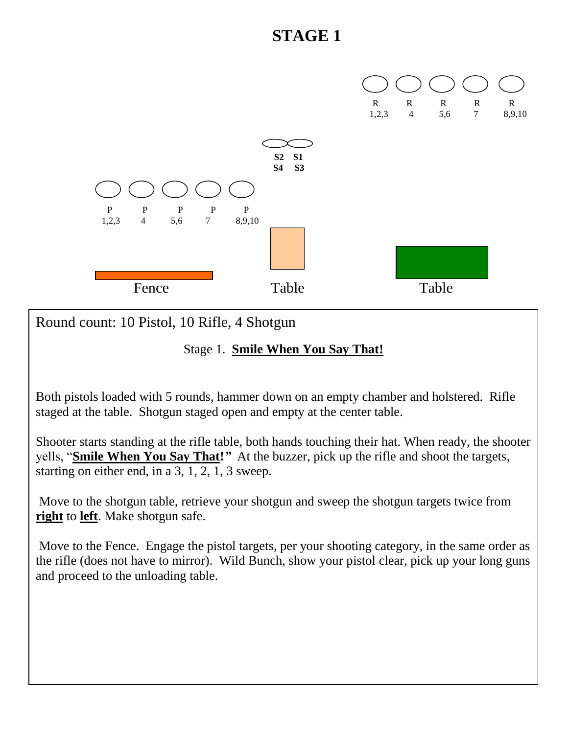# STAGE 1

R 1,2,3 | R 4 | R 5,6 | R 7 | R 8,9,10

S2 S1
S4 S3

P 1,2,3 | P 4 | P 5,6 | P 7 | P 8,9,10

Fence | Table | Table

Round count: 10 Pistol, 10 Rifle, 4 Shotgun

Stage 1. **Smile When You Say That!**

Both pistols loaded with 5 rounds, hammer down on an empty chamber and holstered. Rifle staged at the table. Shotgun staged open and empty at the center table.

Shooter starts standing at the rifle table, both hands touching their hat. When ready, the shooter yells, "**Smile When You Say That!**" At the buzzer, pick up the rifle and shoot the targets, starting on either end, in a 3, 1, 2, 1, 3 sweep.

Move to the shotgun table, retrieve your shotgun and sweep the shotgun targets twice from **right** to **left**. Make shotgun safe.

Move to the Fence. Engage the pistol targets, per your shooting category, in the same order as the rifle (does not have to mirror). Wild Bunch, show your pistol clear, pick up your long guns and proceed to the unloading table.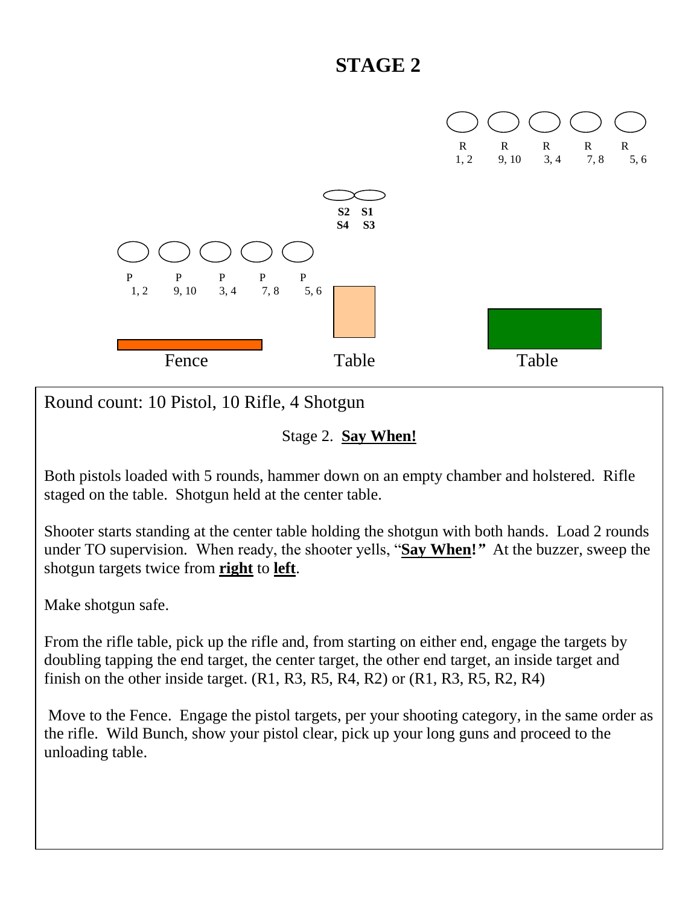# STAGE 2

R R R R R
1, 2 9, 10 3, 4 7, 8 5, 6

S2 S1
S4 S3

P P P P P
1, 2 9, 10 3, 4 7, 8 5, 6

Fence Table Table

Round count: 10 Pistol, 10 Rifle, 4 Shotgun

Stage 2. **Say When!**

Both pistols loaded with 5 rounds, hammer down on an empty chamber and holstered. Rifle staged on the table. Shotgun held at the center table.

Shooter starts standing at the center table holding the shotgun with both hands. Load 2 rounds under TO supervision. When ready, the shooter yells, "**Say When!"** At the buzzer, sweep the shotgun targets twice from **right** to **left**.

Make shotgun safe.

From the rifle table, pick up the rifle and, from starting on either end, engage the targets by doubling tapping the end target, the center target, the other end target, an inside target and finish on the other inside target. (R1, R3, R5, R4, R2) or (R1, R3, R5, R2, R4)

Move to the Fence. Engage the pistol targets, per your shooting category, in the same order as the rifle. Wild Bunch, show your pistol clear, pick up your long guns and proceed to the unloading table.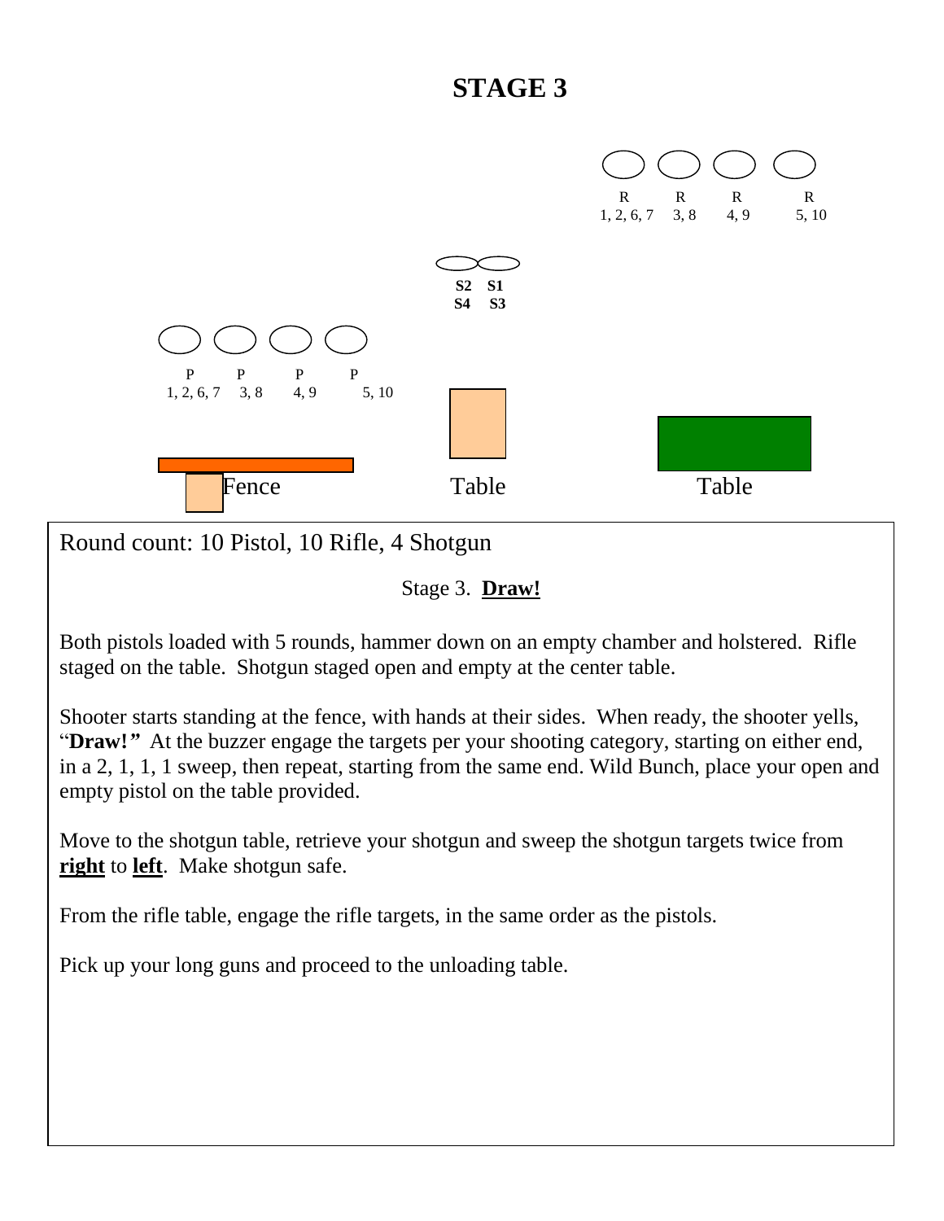# STAGE 3

R R R R
1, 2, 6, 7 3, 8 4, 9 5, 10

**S2 S1**
**S4 S3**

P P P P
1, 2, 6, 7 3, 8 4, 9 5, 10

Fence Table Table

Round count: 10 Pistol, 10 Rifle, 4 Shotgun

Stage 3. **Draw!**

Both pistols loaded with 5 rounds, hammer down on an empty chamber and holstered. Rifle staged on the table. Shotgun staged open and empty at the center table.

Shooter starts standing at the fence, with hands at their sides. When ready, the shooter yells, "**Draw!**" At the buzzer engage the targets per your shooting category, starting on either end, in a 2, 1, 1, 1 sweep, then repeat, starting from the same end. Wild Bunch, place your open and empty pistol on the table provided.

Move to the shotgun table, retrieve your shotgun and sweep the shotgun targets twice from **right** to **left**. Make shotgun safe.

From the rifle table, engage the rifle targets, in the same order as the pistols.

Pick up your long guns and proceed to the unloading table.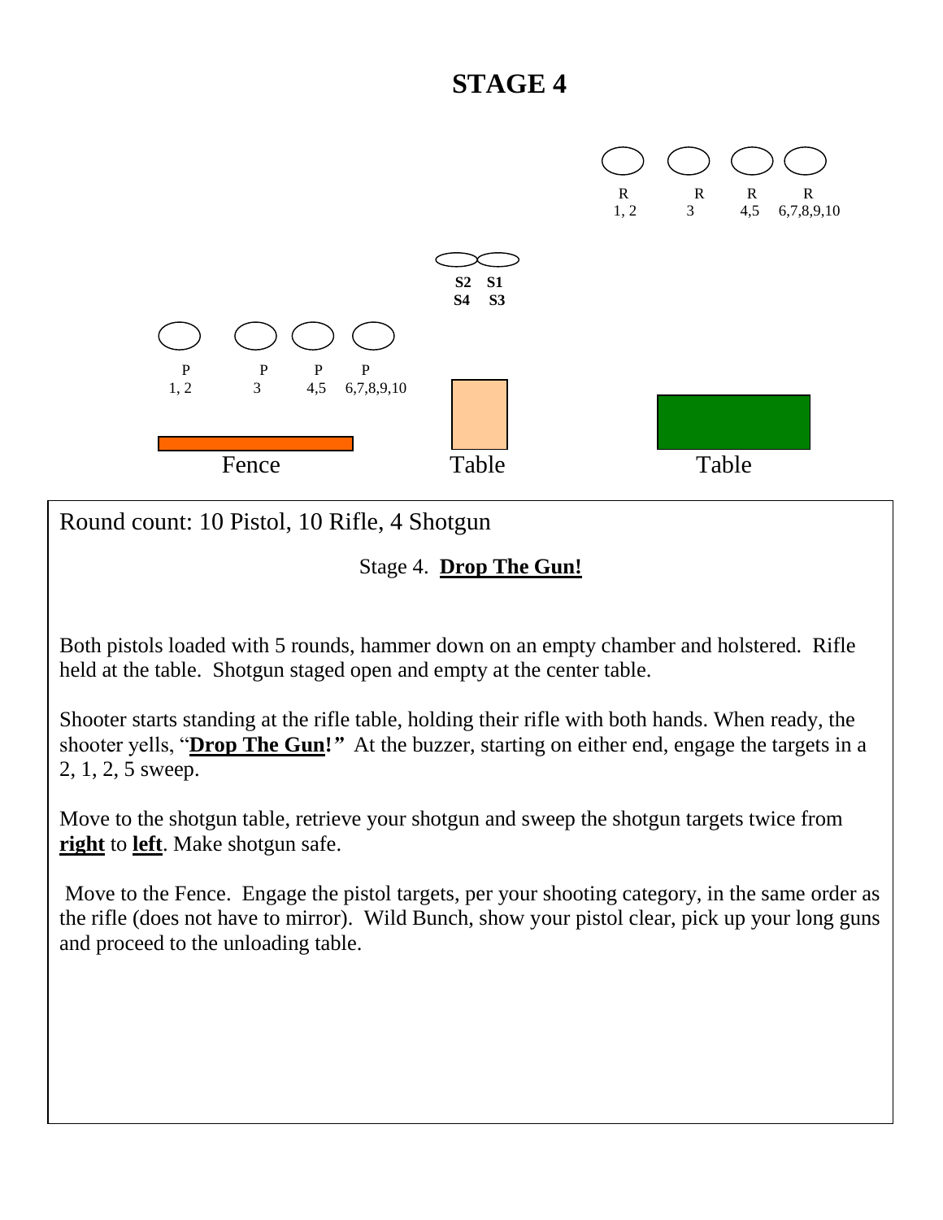# STAGE 4

R 1, 2
R 3
R 4,5
R 6,7,8,9,10

S2 S1
S4 S3

P 1, 2
P 3
P 4,5
P 6,7,8,9,10

Fence

Table

Table

Round count: 10 Pistol, 10 Rifle, 4 Shotgun

Stage 4. **Drop The Gun!**

Both pistols loaded with 5 rounds, hammer down on an empty chamber and holstered. Rifle held at the table. Shotgun staged open and empty at the center table.

Shooter starts standing at the rifle table, holding their rifle with both hands. When ready, the shooter yells, "**Drop The Gun!"** At the buzzer, starting on either end, engage the targets in a 2, 1, 2, 5 sweep.

Move to the shotgun table, retrieve your shotgun and sweep the shotgun targets twice from **right** to **left**. Make shotgun safe.

Move to the Fence. Engage the pistol targets, per your shooting category, in the same order as the rifle (does not have to mirror). Wild Bunch, show your pistol clear, pick up your long guns and proceed to the unloading table.